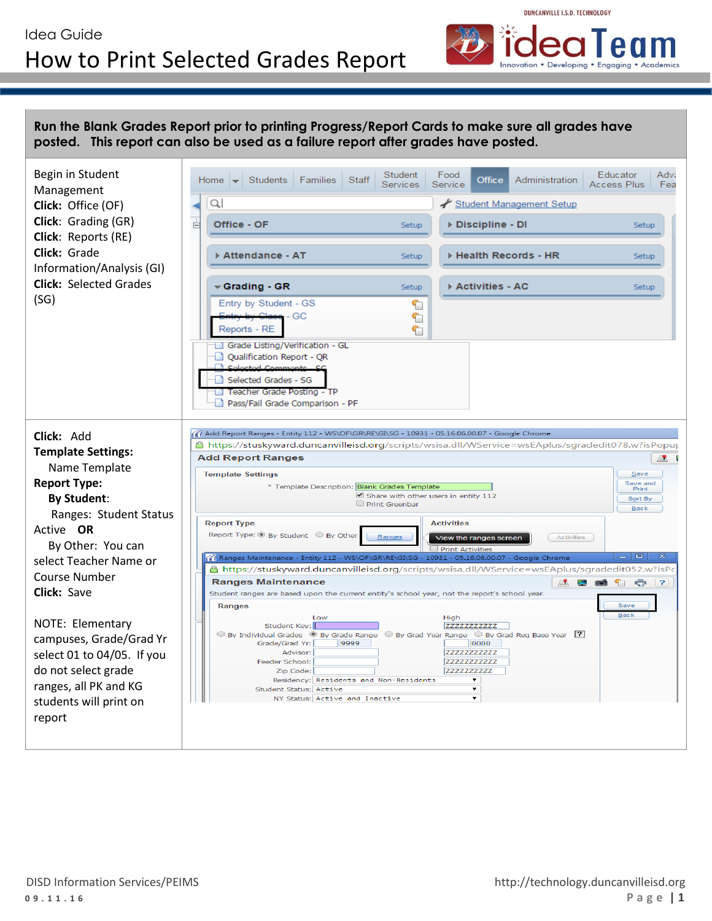Idea Guide

# How to Print Selected Grades Report

**Run the Blank Grades Report prior to printing Progress/Report Cards to make sure all grades have posted. This report can also be used as a failure report after grades have posted.**

Begin in Student Management
**Click:** Office (OF)
**Click:** Grading (GR)
**Click:** Reports (RE)
**Click:** Grade Information/Analysis (GI)
**Click:** Selected Grades (SG)

**Click:** Add
**Template Settings:**
Name Template
**Report Type:**
**By Student**:
Ranges: Student Status Active **OR**
By Other: You can select Teacher Name or Course Number
**Click:** Save

NOTE: Elementary campuses, Grade/Grad Yr select 01 to 04/05. If you do not select grade ranges, all PK and KG students will print on report

DISD Information Services/PEIMS
09.11.16
http://technology.duncanvilleisd.org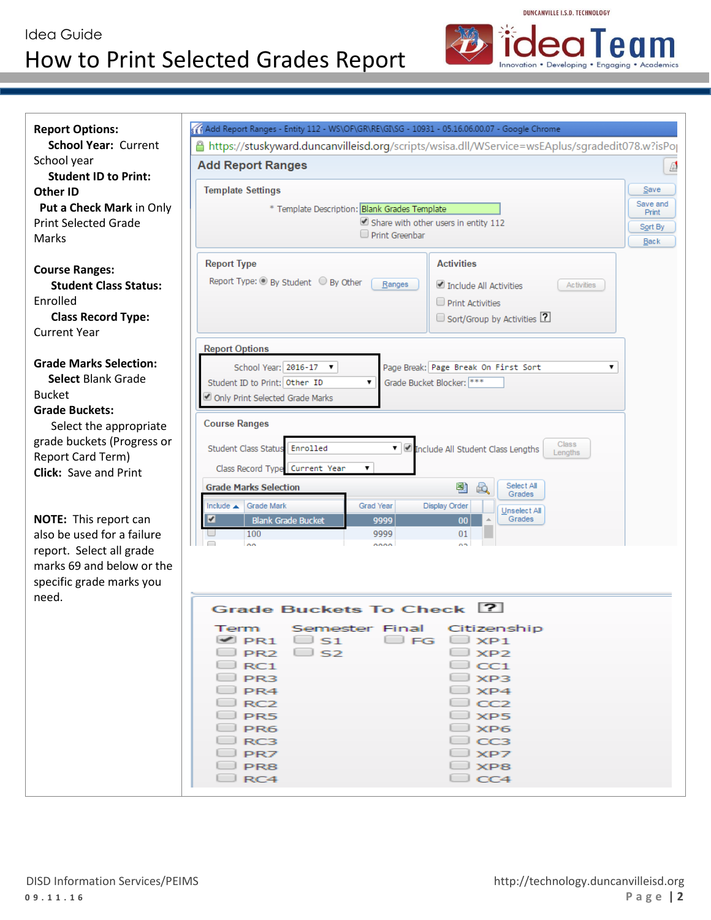Idea Guide

# How to Print Selected Grades Report

**Report Options:**

**School Year:** Current School year

**Student ID to Print: Other ID**

**Put a Check Mark** in Only Print Selected Grade Marks

**Course Ranges:**

**Student Class Status:** Enrolled

**Class Record Type:** Current Year

**Grade Marks Selection:**

**Select** Blank Grade Bucket

**Grade Buckets:**

Select the appropriate grade buckets (Progress or Report Card Term)

**Click:** Save and Print

**NOTE:** This report can also be used for a failure report. Select all grade marks 69 and below or the specific grade marks you need.

Add Report Ranges - Entity 112 - WS\OF\GR\RE\GI\SG - 10931 - 05.16.06.00.07 - Google Chrome

https://stuskyward.duncanvilleisd.org/scripts/wsisa.dll/WService=wsEAplus/sgradedit078.w?isPo

**Add Report Ranges**

**Template Settings**

\* Template Description: Blank Grades Template

Share with other users in entity 112

Print Greenbar

Save | Save and Print | Sort By | Back

**Report Type**

Report Type: By Student | By Other | Ranges

**Activities**

Include All Activities | Activities

Print Activities

Sort/Group by Activities ?

**Report Options**

School Year: 2016-17

Student ID to Print: Other ID

Only Print Selected Grade Marks

Page Break: Page Break On First Sort

Grade Bucket Blocker: \*\*\*

**Course Ranges**

Student Class Status: Enrolled

Include All Student Class Lengths | Class Lengths

Class Record Type: Current Year

**Grade Marks Selection**

| Include | Grade Mark | Grad Year | Display Order |
|---|---|---|---|
| ☑ | Blank Grade Bucket | 9999 | 00 |
| ☐ | 100 | 9999 | 01 |

Select All Grades | Unselect All Grades

**Grade Buckets To Check** ?

| Term | Semester | Final | Citizenship |
|---|---|---|---|
| ☑ PR1 | ☐ S1 | ☐ FG | ☐ XP1 |
| ☐ PR2 | ☐ S2 | | ☐ XP2 |
| ☐ RC1 | | | ☐ CC1 |
| ☐ PR3 | | | ☐ XP3 |
| ☐ PR4 | | | ☐ XP4 |
| ☐ RC2 | | | ☐ CC2 |
| ☐ PR5 | | | ☐ XP5 |
| ☐ PR6 | | | ☐ XP6 |
| ☐ RC3 | | | ☐ CC3 |
| ☐ PR7 | | | ☐ XP7 |
| ☐ PR8 | | | ☐ XP8 |
| ☐ RC4 | | | ☐ CC4 |